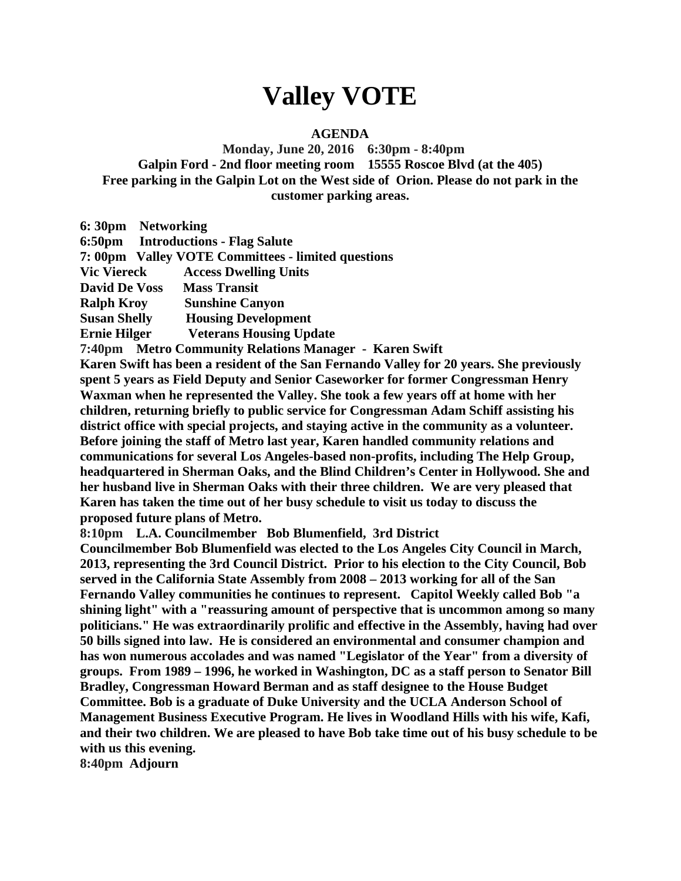# Valley VOTE

**AGENDA**

**Monday, June 20, 2016 6:30pm - 8:40pm**
**Galpin Ford - 2nd floor meeting room 15555 Roscoe Blvd (at the 405)**
**Free parking in the Galpin Lot on the West side of Orion. Please do not park in the customer parking areas.**

**6: 30pm Networking**
**6:50pm Introductions - Flag Salute**
**7: 00pm Valley VOTE Committees - limited questions**
**Vic Viereck Access Dwelling Units**
**David De Voss Mass Transit**
**Ralph Kroy Sunshine Canyon**
**Susan Shelly Housing Development**
**Ernie Hilger Veterans Housing Update**

**7:40pm Metro Community Relations Manager - Karen Swift**
**Karen Swift has been a resident of the San Fernando Valley for 20 years. She previously spent 5 years as Field Deputy and Senior Caseworker for former Congressman Henry Waxman when he represented the Valley. She took a few years off at home with her children, returning briefly to public service for Congressman Adam Schiff assisting his district office with special projects, and staying active in the community as a volunteer. Before joining the staff of Metro last year, Karen handled community relations and communications for several Los Angeles-based non-profits, including The Help Group, headquartered in Sherman Oaks, and the Blind Children's Center in Hollywood. She and her husband live in Sherman Oaks with their three children. We are very pleased that Karen has taken the time out of her busy schedule to visit us today to discuss the proposed future plans of Metro.**

**8:10pm L.A. Councilmember Bob Blumenfield, 3rd District**
**Councilmember Bob Blumenfield was elected to the Los Angeles City Council in March, 2013, representing the 3rd Council District. Prior to his election to the City Council, Bob served in the California State Assembly from 2008 – 2013 working for all of the San Fernando Valley communities he continues to represent. Capitol Weekly called Bob "a shining light" with a "reassuring amount of perspective that is uncommon among so many politicians." He was extraordinarily prolific and effective in the Assembly, having had over 50 bills signed into law. He is considered an environmental and consumer champion and has won numerous accolades and was named "Legislator of the Year" from a diversity of groups. From 1989 – 1996, he worked in Washington, DC as a staff person to Senator Bill Bradley, Congressman Howard Berman and as staff designee to the House Budget Committee. Bob is a graduate of Duke University and the UCLA Anderson School of Management Business Executive Program. He lives in Woodland Hills with his wife, Kafi, and their two children. We are pleased to have Bob take time out of his busy schedule to be with us this evening.**

**8:40pm Adjourn**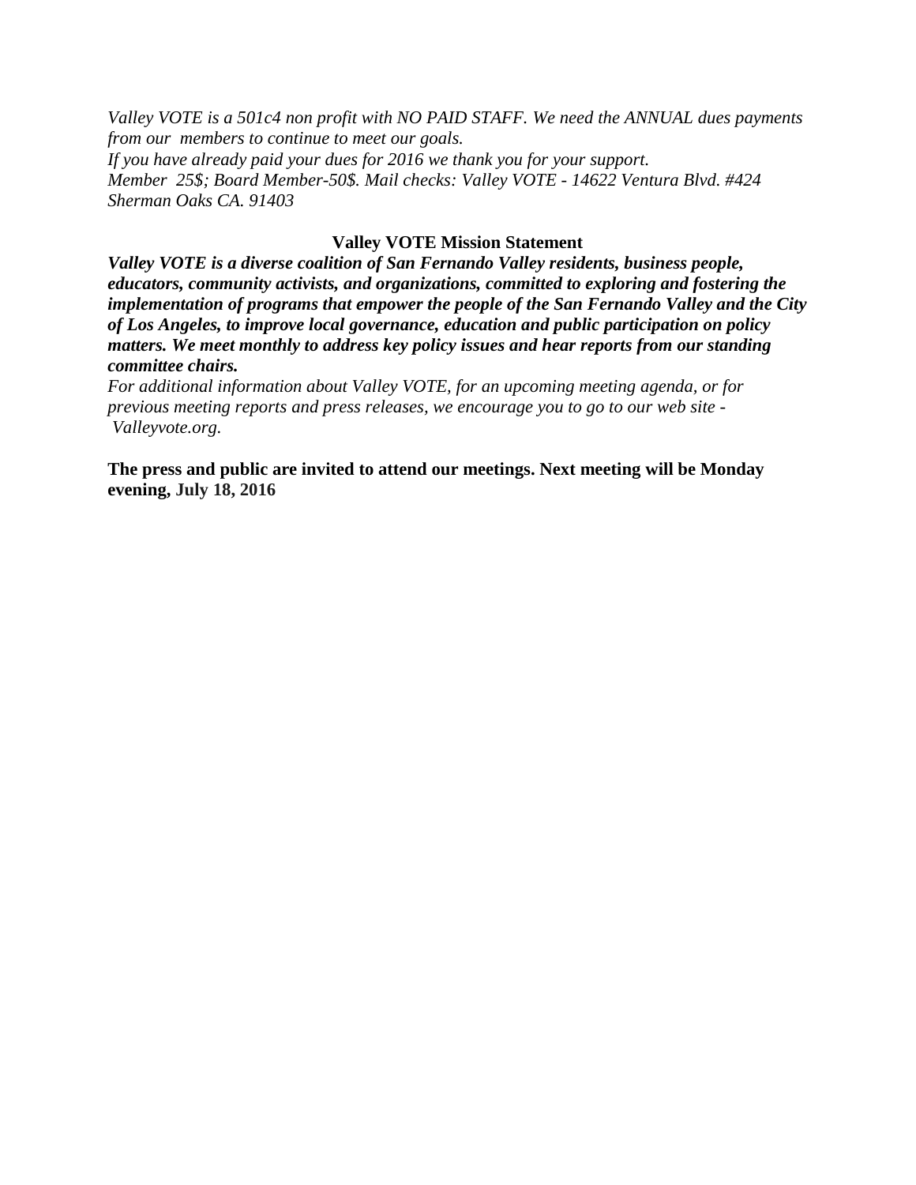*Valley VOTE is a 501c4 non profit with NO PAID STAFF. We need the ANNUAL dues payments from our members to continue to meet our goals.*
*If you have already paid your dues for 2016 we thank you for your support.*
*Member 25$; Board Member-50$. Mail checks: Valley VOTE - 14622 Ventura Blvd. #424 Sherman Oaks CA. 91403*

**Valley VOTE Mission Statement**

***Valley VOTE is a diverse coalition of San Fernando Valley residents, business people, educators, community activists, and organizations, committed to exploring and fostering the implementation of programs that empower the people of the San Fernando Valley and the City of Los Angeles, to improve local governance, education and public participation on policy matters. We meet monthly to address key policy issues and hear reports from our standing committee chairs.***

*For additional information about Valley VOTE, for an upcoming meeting agenda, or for previous meeting reports and press releases, we encourage you to go to our web site - Valleyvote.org.*

**The press and public are invited to attend our meetings. Next meeting will be Monday evening, July 18, 2016**